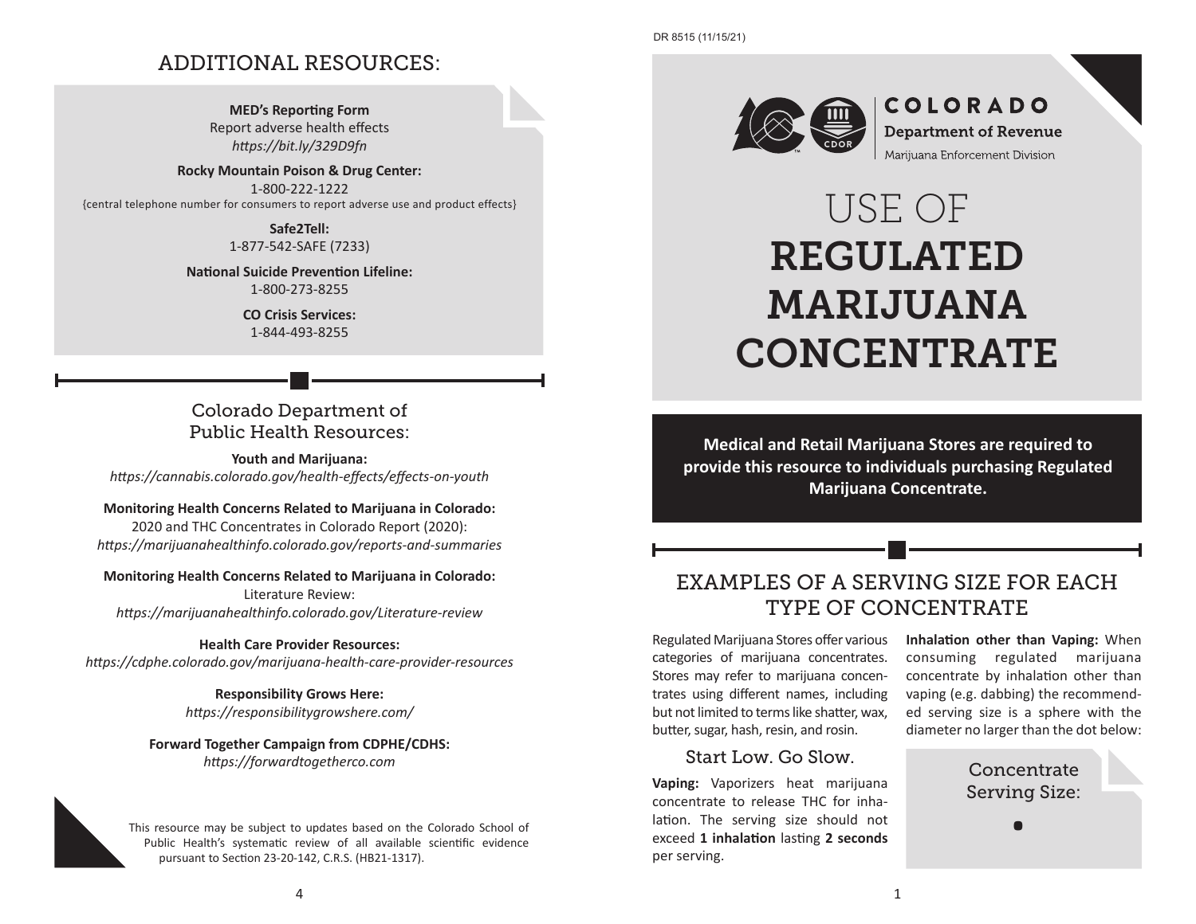# ADDITIONAL RESOURCES:

**MED's Reporting Form**
Report adverse health effects
*https://bit.ly/329D9fn*

**Rocky Mountain Poison & Drug Center:**
1-800-222-1222
{central telephone number for consumers to report adverse use and product effects}

**Safe2Tell:**
1-877-542-SAFE (7233)

**National Suicide Prevention Lifeline:**
1-800-273-8255

**CO Crisis Services:**
1-844-493-8255

## Colorado Department of Public Health Resources:

**Youth and Marijuana:**
*https://cannabis.colorado.gov/health-effects/effects-on-youth*

**Monitoring Health Concerns Related to Marijuana in Colorado:**
2020 and THC Concentrates in Colorado Report (2020):
*https://marijuanahealthinfo.colorado.gov/reports-and-summaries*

**Monitoring Health Concerns Related to Marijuana in Colorado:**
Literature Review:
*https://marijuanahealthinfo.colorado.gov/Literature-review*

**Health Care Provider Resources:**
*https://cdphe.colorado.gov/marijuana-health-care-provider-resources*

**Responsibility Grows Here:**
*https://responsibilitygrowshere.com/*

**Forward Together Campaign from CDPHE/CDHS:**
*https://forwardtogetherco.com*

This resource may be subject to updates based on the Colorado School of Public Health's systematic review of all available scientific evidence pursuant to Section 23-20-142, C.R.S. (HB21-1317).

DR 8515 (11/15/21)

COLORADO
Department of Revenue
Marijuana Enforcement Division

# USE OF REGULATED MARIJUANA CONCENTRATE

**Medical and Retail Marijuana Stores are required to provide this resource to individuals purchasing Regulated Marijuana Concentrate.**

## EXAMPLES OF A SERVING SIZE FOR EACH TYPE OF CONCENTRATE

Regulated Marijuana Stores offer various categories of marijuana concentrates. Stores may refer to marijuana concentrates using different names, including but not limited to terms like shatter, wax, butter, sugar, hash, resin, and rosin.

### Start Low. Go Slow.

**Vaping:** Vaporizers heat marijuana concentrate to release THC for inhalation. The serving size should not exceed **1 inhalation** lasting **2 seconds** per serving.

**Inhalation other than Vaping:** When consuming regulated marijuana concentrate by inhalation other than vaping (e.g. dabbing) the recommended serving size is a sphere with the diameter no larger than the dot below:

Concentrate Serving Size:

●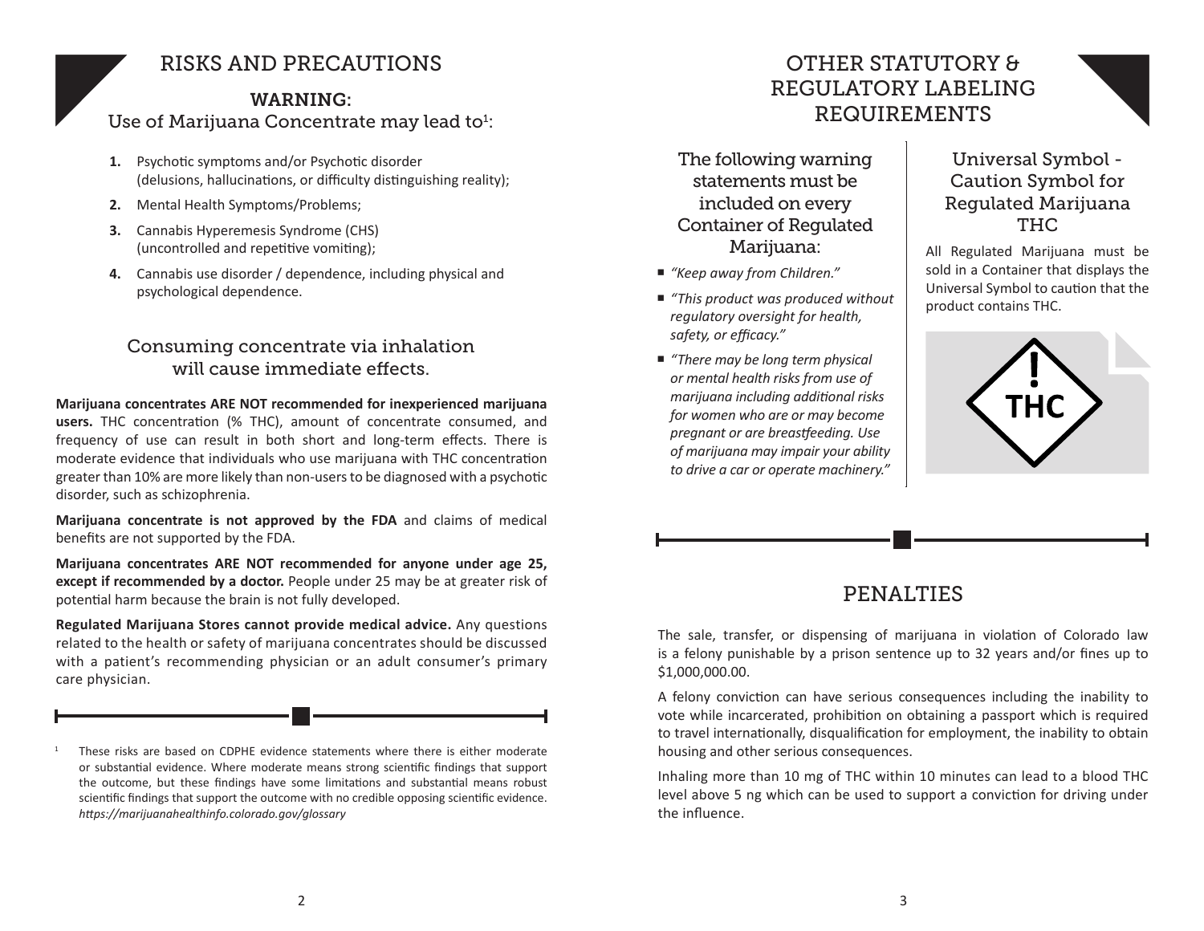## RISKS AND PRECAUTIONS

### WARNING:

Use of Marijuana Concentrate may lead to[1]:

1. Psychotic symptoms and/or Psychotic disorder (delusions, hallucinations, or difficulty distinguishing reality);
2. Mental Health Symptoms/Problems;
3. Cannabis Hyperemesis Syndrome (CHS) (uncontrolled and repetitive vomiting);
4. Cannabis use disorder / dependence, including physical and psychological dependence.

### Consuming concentrate via inhalation will cause immediate effects.

**Marijuana concentrates ARE NOT recommended for inexperienced marijuana users.** THC concentration (% THC), amount of concentrate consumed, and frequency of use can result in both short and long-term effects. There is moderate evidence that individuals who use marijuana with THC concentration greater than 10% are more likely than non-users to be diagnosed with a psychotic disorder, such as schizophrenia.

**Marijuana concentrate is not approved by the FDA** and claims of medical benefits are not supported by the FDA.

**Marijuana concentrates ARE NOT recommended for anyone under age 25, except if recommended by a doctor.** People under 25 may be at greater risk of potential harm because the brain is not fully developed.

**Regulated Marijuana Stores cannot provide medical advice.** Any questions related to the health or safety of marijuana concentrates should be discussed with a patient's recommending physician or an adult consumer's primary care physician.

[1] These risks are based on CDPHE evidence statements where there is either moderate or substantial evidence. Where moderate means strong scientific findings that support the outcome, but these findings have some limitations and substantial means robust scientific findings that support the outcome with no credible opposing scientific evidence. *https://marijuanahealthinfo.colorado.gov/glossary*

## OTHER STATUTORY & REGULATORY LABELING REQUIREMENTS

### The following warning statements must be included on every Container of Regulated Marijuana:

- *"Keep away from Children."*
- *"This product was produced without regulatory oversight for health, safety, or efficacy."*
- *"There may be long term physical or mental health risks from use of marijuana including additional risks for women who are or may become pregnant or are breastfeeding. Use of marijuana may impair your ability to drive a car or operate machinery."*

### Universal Symbol - Caution Symbol for Regulated Marijuana THC

All Regulated Marijuana must be sold in a Container that displays the Universal Symbol to caution that the product contains THC.

! THC

## PENALTIES

The sale, transfer, or dispensing of marijuana in violation of Colorado law is a felony punishable by a prison sentence up to 32 years and/or fines up to $1,000,000.00.

A felony conviction can have serious consequences including the inability to vote while incarcerated, prohibition on obtaining a passport which is required to travel internationally, disqualification for employment, the inability to obtain housing and other serious consequences.

Inhaling more than 10 mg of THC within 10 minutes can lead to a blood THC level above 5 ng which can be used to support a conviction for driving under the influence.